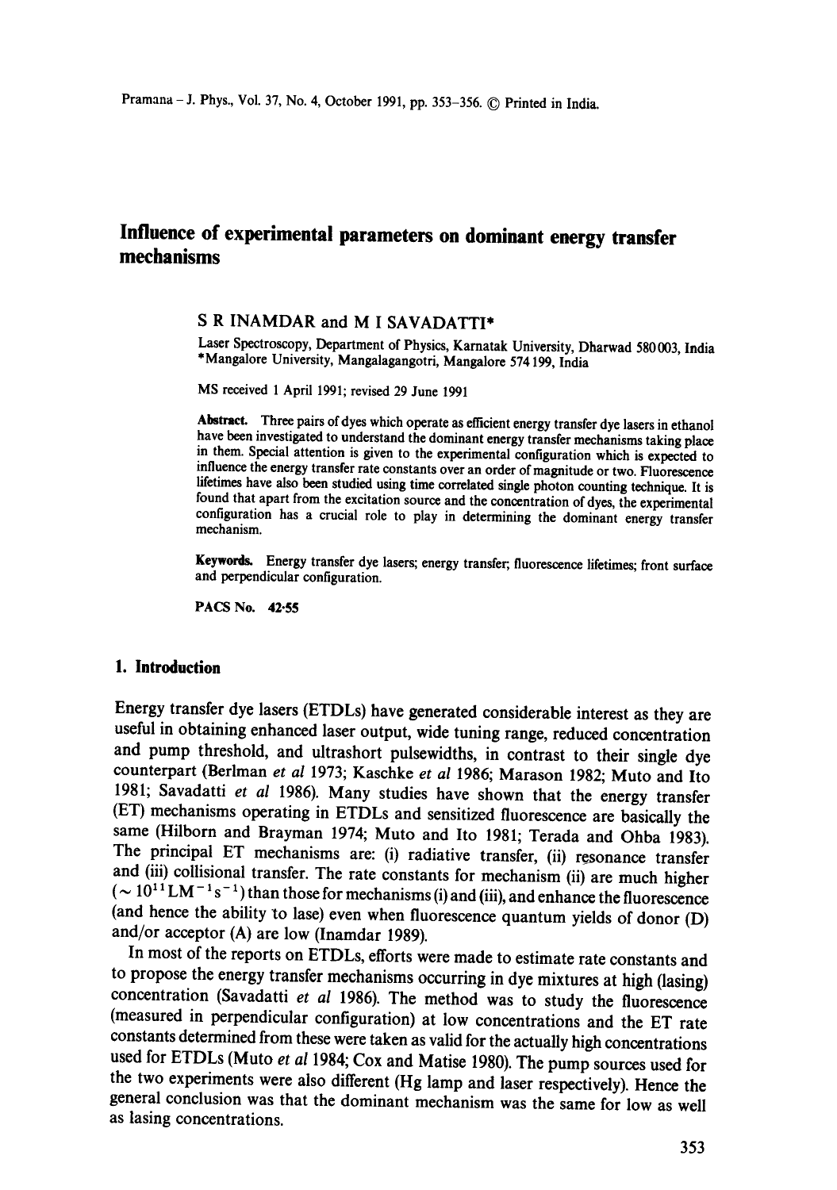# Influence of experimental parameters on dominant energy transfer mechanisms

S R INAMDAR and M I SAVADATTI*

Laser Spectroscopy, Department of Physics, Karnatak University, Dharwad 580003, India
*Mangalore University, Mangalagangotri, Mangalore 574199, India

MS received 1 April 1991; revised 29 June 1991

**Abstract.** Three pairs of dyes which operate as efficient energy transfer dye lasers in ethanol have been investigated to understand the dominant energy transfer mechanisms taking place in them. Special attention is given to the experimental configuration which is expected to influence the energy transfer rate constants over an order of magnitude or two. Fluorescence lifetimes have also been studied using time correlated single photon counting technique. It is found that apart from the excitation source and the concentration of dyes, the experimental configuration has a crucial role to play in determining the dominant energy transfer mechanism.

**Keywords.** Energy transfer dye lasers; energy transfer; fluorescence lifetimes; front surface and perpendicular configuration.

**PACS No. 42·55**

## 1. Introduction

Energy transfer dye lasers (ETDLs) have generated considerable interest as they are useful in obtaining enhanced laser output, wide tuning range, reduced concentration and pump threshold, and ultrashort pulsewidths, in contrast to their single dye counterpart (Berlman *et al* 1973; Kaschke *et al* 1986; Marason 1982; Muto and Ito 1981; Savadatti *et al* 1986). Many studies have shown that the energy transfer (ET) mechanisms operating in ETDLs and sensitized fluorescence are basically the same (Hilborn and Brayman 1974; Muto and Ito 1981; Terada and Ohba 1983). The principal ET mechanisms are: (i) radiative transfer, (ii) resonance transfer and (iii) collisional transfer. The rate constants for mechanism (ii) are much higher ($\sim 10^{11}\,\mathrm{LM^{-1}s^{-1}}$) than those for mechanisms (i) and (iii), and enhance the fluorescence (and hence the ability to lase) even when fluorescence quantum yields of donor (D) and/or acceptor (A) are low (Inamdar 1989).

In most of the reports on ETDLs, efforts were made to estimate rate constants and to propose the energy transfer mechanisms occurring in dye mixtures at high (lasing) concentration (Savadatti *et al* 1986). The method was to study the fluorescence (measured in perpendicular configuration) at low concentrations and the ET rate constants determined from these were taken as valid for the actually high concentrations used for ETDLs (Muto *et al* 1984; Cox and Matise 1980). The pump sources used for the two experiments were also different (Hg lamp and laser respectively). Hence the general conclusion was that the dominant mechanism was the same for low as well as lasing concentrations.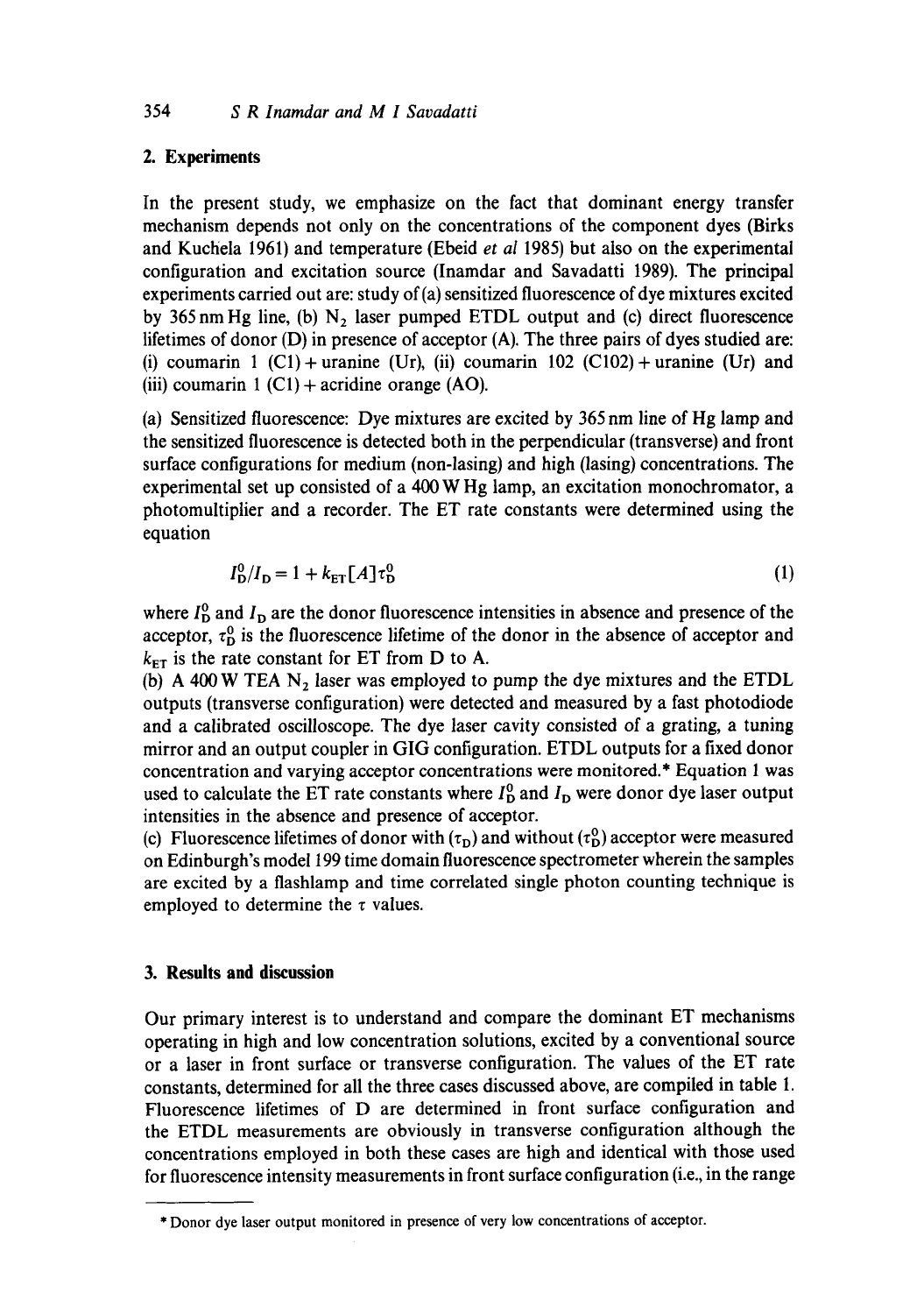## 2. Experiments

In the present study, we emphasize on the fact that dominant energy transfer mechanism depends not only on the concentrations of the component dyes (Birks and Kuchela 1961) and temperature (Ebeid *et al* 1985) but also on the experimental configuration and excitation source (Inamdar and Savadatti 1989). The principal experiments carried out are: study of (a) sensitized fluorescence of dye mixtures excited by 365 nm Hg line, (b) $N_2$ laser pumped ETDL output and (c) direct fluorescence lifetimes of donor (D) in presence of acceptor (A). The three pairs of dyes studied are: (i) coumarin 1 (C1) + uranine (Ur), (ii) coumarin 102 (C102) + uranine (Ur) and (iii) coumarin 1 (C1) + acridine orange (AO).

(a) Sensitized fluorescence: Dye mixtures are excited by 365 nm line of Hg lamp and the sensitized fluorescence is detected both in the perpendicular (transverse) and front surface configurations for medium (non-lasing) and high (lasing) concentrations. The experimental set up consisted of a 400 W Hg lamp, an excitation monochromator, a photomultiplier and a recorder. The ET rate constants were determined using the equation

$$I_D^0/I_D = 1 + k_{ET}[A]\tau_D^0 \tag{1}$$

where $I_D^0$ and $I_D$ are the donor fluorescence intensities in absence and presence of the acceptor, $\tau_D^0$ is the fluorescence lifetime of the donor in the absence of acceptor and $k_{ET}$ is the rate constant for ET from D to A.

(b) A 400 W TEA $N_2$ laser was employed to pump the dye mixtures and the ETDL outputs (transverse configuration) were detected and measured by a fast photodiode and a calibrated oscilloscope. The dye laser cavity consisted of a grating, a tuning mirror and an output coupler in GIG configuration. ETDL outputs for a fixed donor concentration and varying acceptor concentrations were monitored.* Equation 1 was used to calculate the ET rate constants where $I_D^0$ and $I_D$ were donor dye laser output intensities in the absence and presence of acceptor.

(c) Fluorescence lifetimes of donor with ($\tau_D$) and without ($\tau_D^0$) acceptor were measured on Edinburgh's model 199 time domain fluorescence spectrometer wherein the samples are excited by a flashlamp and time correlated single photon counting technique is employed to determine the $\tau$ values.

## 3. Results and discussion

Our primary interest is to understand and compare the dominant ET mechanisms operating in high and low concentration solutions, excited by a conventional source or a laser in front surface or transverse configuration. The values of the ET rate constants, determined for all the three cases discussed above, are compiled in table 1. Fluorescence lifetimes of D are determined in front surface configuration and the ETDL measurements are obviously in transverse configuration although the concentrations employed in both these cases are high and identical with those used for fluorescence intensity measurements in front surface configuration (i.e., in the range

---

\* Donor dye laser output monitored in presence of very low concentrations of acceptor.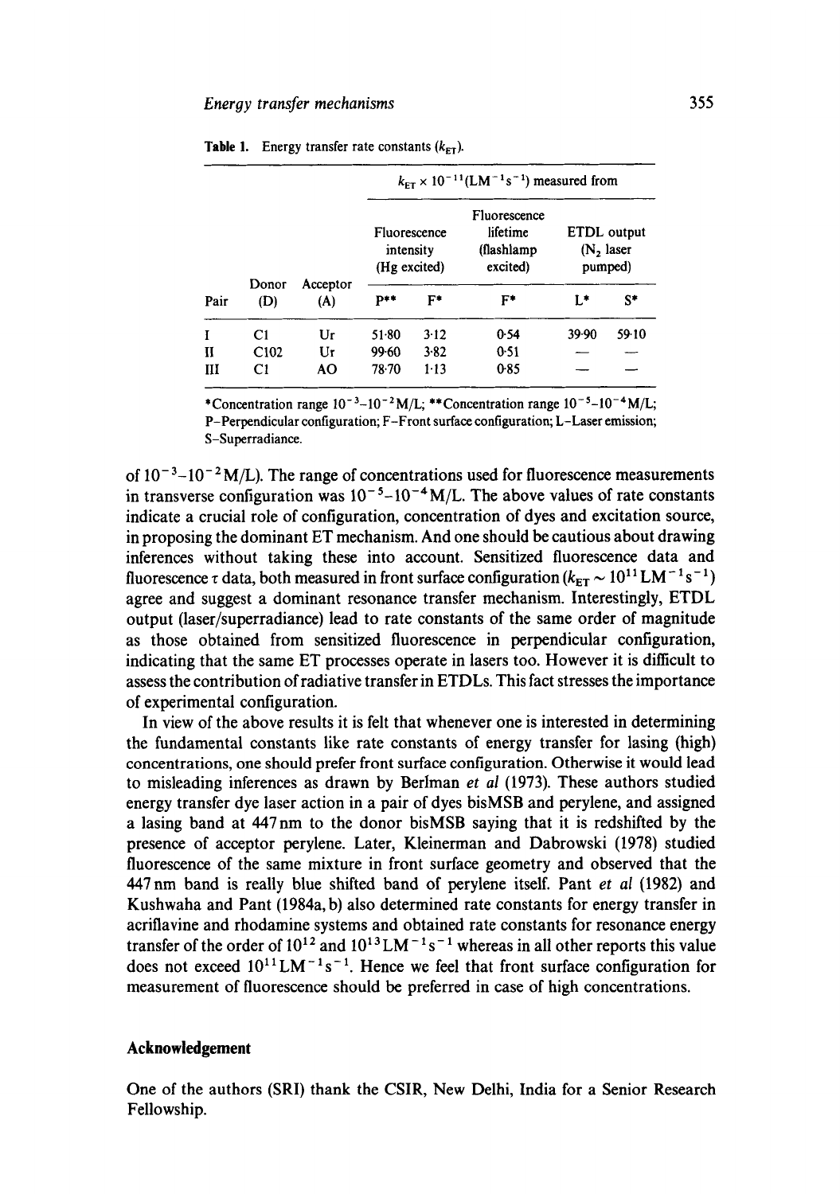**Table 1.** Energy transfer rate constants ($k_{ET}$).

| Pair | Donor (D) | Acceptor (A) | $k_{ET} \times 10^{-11}$ ($LM^{-1}s^{-1}$) measured from: Fluorescence intensity (Hg excited) P** | Fluorescence intensity (Hg excited) F* | Fluorescence lifetime (flashlamp excited) F* | ETDL output ($N_2$ laser pumped) L* | ETDL output ($N_2$ laser pumped) S* |
|---|---|---|---|---|---|---|---|
| I | C1 | Ur | 51·80 | 3·12 | 0·54 | 39·90 | 59·10 |
| II | C102 | Ur | 99·60 | 3·82 | 0·51 | — | — |
| III | C1 | AO | 78·70 | 1·13 | 0·85 | — | — |

*Concentration range $10^{-3}$–$10^{-2}$ M/L; **Concentration range $10^{-5}$–$10^{-4}$ M/L; P–Perpendicular configuration; F–Front surface configuration; L–Laser emission; S–Superradiance.

of $10^{-3}$–$10^{-2}$ M/L). The range of concentrations used for fluorescence measurements in transverse configuration was $10^{-5}$–$10^{-4}$ M/L. The above values of rate constants indicate a crucial role of configuration, concentration of dyes and excitation source, in proposing the dominant ET mechanism. And one should be cautious about drawing inferences without taking these into account. Sensitized fluorescence data and fluorescence $\tau$ data, both measured in front surface configuration ($k_{ET} \sim 10^{11}$ $LM^{-1}s^{-1}$) agree and suggest a dominant resonance transfer mechanism. Interestingly, ETDL output (laser/superradiance) lead to rate constants of the same order of magnitude as those obtained from sensitized fluorescence in perpendicular configuration, indicating that the same ET processes operate in lasers too. However it is difficult to assess the contribution of radiative transfer in ETDLs. This fact stresses the importance of experimental configuration.

In view of the above results it is felt that whenever one is interested in determining the fundamental constants like rate constants of energy transfer for lasing (high) concentrations, one should prefer front surface configuration. Otherwise it would lead to misleading inferences as drawn by Berlman *et al* (1973). These authors studied energy transfer dye laser action in a pair of dyes bisMSB and perylene, and assigned a lasing band at 447 nm to the donor bisMSB saying that it is redshifted by the presence of acceptor perylene. Later, Kleinerman and Dabrowski (1978) studied fluorescence of the same mixture in front surface geometry and observed that the 447 nm band is really blue shifted band of perylene itself. Pant *et al* (1982) and Kushwaha and Pant (1984a, b) also determined rate constants for energy transfer in acriflavine and rhodamine systems and obtained rate constants for resonance energy transfer of the order of $10^{12}$ and $10^{13}$ $LM^{-1}s^{-1}$ whereas in all other reports this value does not exceed $10^{11}$ $LM^{-1}s^{-1}$. Hence we feel that front surface configuration for measurement of fluorescence should be preferred in case of high concentrations.

## Acknowledgement

One of the authors (SRI) thank the CSIR, New Delhi, India for a Senior Research Fellowship.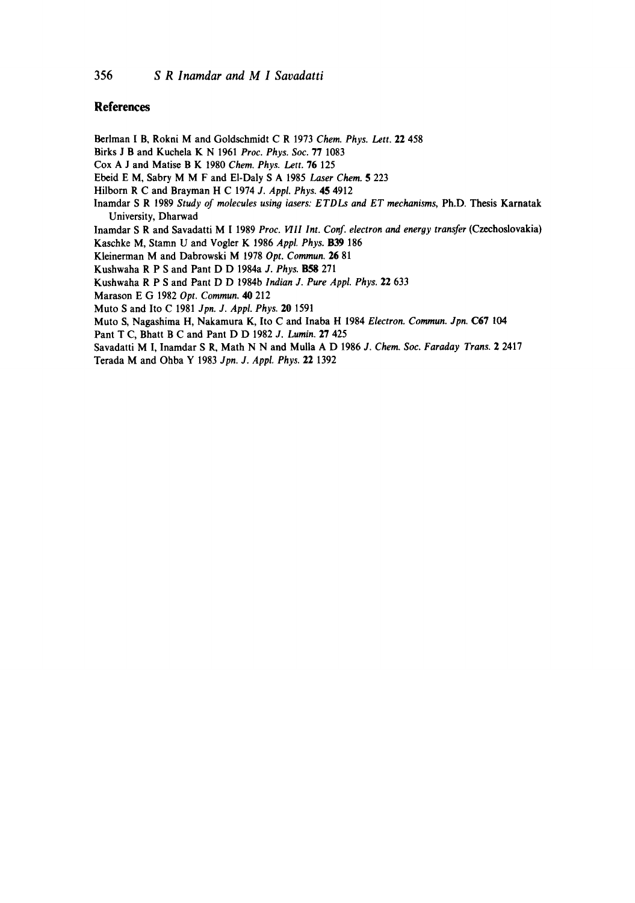## References

Berlman I B, Rokni M and Goldschmidt C R 1973 *Chem. Phys. Lett.* **22** 458

Birks J B and Kuchela K N 1961 *Proc. Phys. Soc.* **77** 1083

Cox A J and Matise B K 1980 *Chem. Phys. Lett.* **76** 125

Ebeid E M, Sabry M M F and El-Daly S A 1985 *Laser Chem.* **5** 223

Hilborn R C and Brayman H C 1974 *J. Appl. Phys.* **45** 4912

Inamdar S R 1989 *Study of molecules using lasers: ETDLs and ET mechanisms*, Ph.D. Thesis Karnatak University, Dharwad

Inamdar S R and Savadatti M I 1989 *Proc. VIII Int. Conf. electron and energy transfer* (Czechoslovakia)

Kaschke M, Stamn U and Vogler K 1986 *Appl. Phys.* **B39** 186

Kleinerman M and Dabrowski M 1978 *Opt. Commun.* **26** 81

Kushwaha R P S and Pant D D 1984a *J. Phys.* **B58** 271

Kushwaha R P S and Pant D D 1984b *Indian J. Pure Appl. Phys.* **22** 633

Marason E G 1982 *Opt. Commun.* **40** 212

Muto S and Ito C 1981 *Jpn. J. Appl. Phys.* **20** 1591

Muto S, Nagashima H, Nakamura K, Ito C and Inaba H 1984 *Electron. Commun. Jpn.* **C67** 104

Pant T C, Bhatt B C and Pant D D 1982 *J. Lumin.* **27** 425

Savadatti M I, Inamdar S R, Math N N and Mulla A D 1986 *J. Chem. Soc. Faraday Trans.* **2** 2417

Terada M and Ohba Y 1983 *Jpn. J. Appl. Phys.* **22** 1392